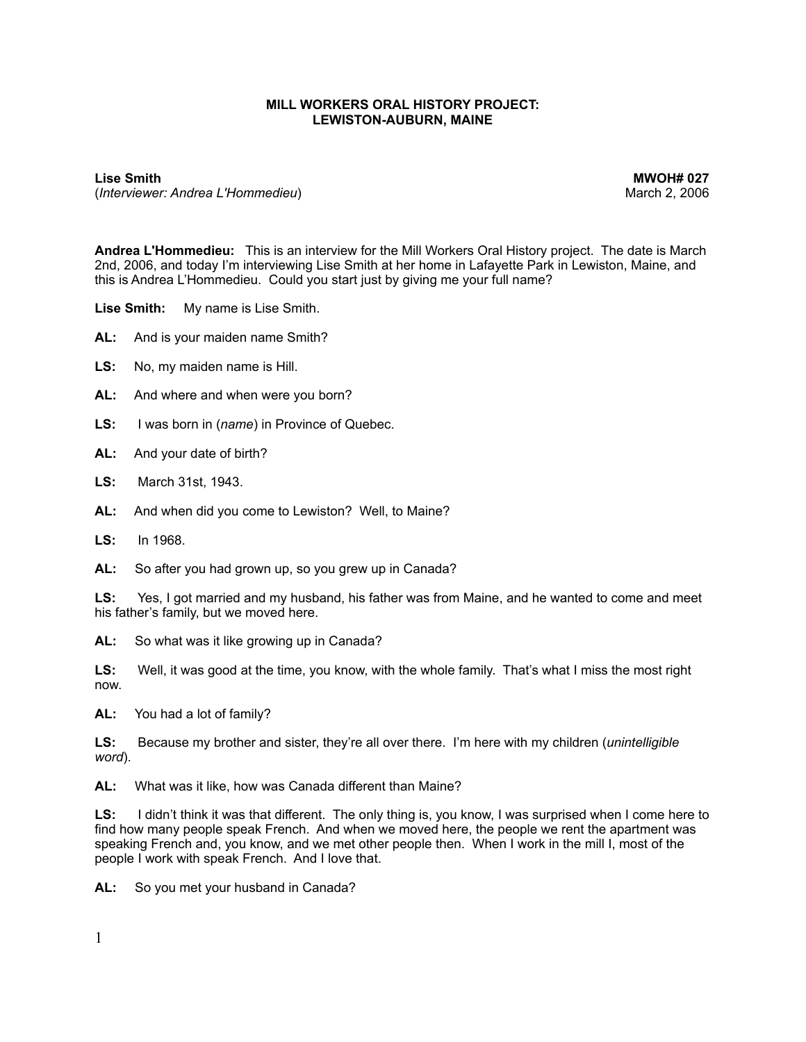**MILL WORKERS ORAL HISTORY PROJECT:**
**LEWISTON-AUBURN, MAINE**

**Lise Smith** **MWOH# 027**
(*Interviewer: Andrea L'Hommedieu*) March 2, 2006

**Andrea L'Hommedieu:** This is an interview for the Mill Workers Oral History project. The date is March 2nd, 2006, and today I'm interviewing Lise Smith at her home in Lafayette Park in Lewiston, Maine, and this is Andrea L'Hommedieu. Could you start just by giving me your full name?

**Lise Smith:** My name is Lise Smith.

**AL:** And is your maiden name Smith?

**LS:** No, my maiden name is Hill.

**AL:** And where and when were you born?

**LS:** I was born in (*name*) in Province of Quebec.

**AL:** And your date of birth?

**LS:** March 31st, 1943.

**AL:** And when did you come to Lewiston? Well, to Maine?

**LS:** In 1968.

**AL:** So after you had grown up, so you grew up in Canada?

**LS:** Yes, I got married and my husband, his father was from Maine, and he wanted to come and meet his father's family, but we moved here.

**AL:** So what was it like growing up in Canada?

**LS:** Well, it was good at the time, you know, with the whole family. That's what I miss the most right now.

**AL:** You had a lot of family?

**LS:** Because my brother and sister, they're all over there. I'm here with my children (*unintelligible word*).

**AL:** What was it like, how was Canada different than Maine?

**LS:** I didn't think it was that different. The only thing is, you know, I was surprised when I come here to find how many people speak French. And when we moved here, the people we rent the apartment was speaking French and, you know, and we met other people then. When I work in the mill I, most of the people I work with speak French. And I love that.

**AL:** So you met your husband in Canada?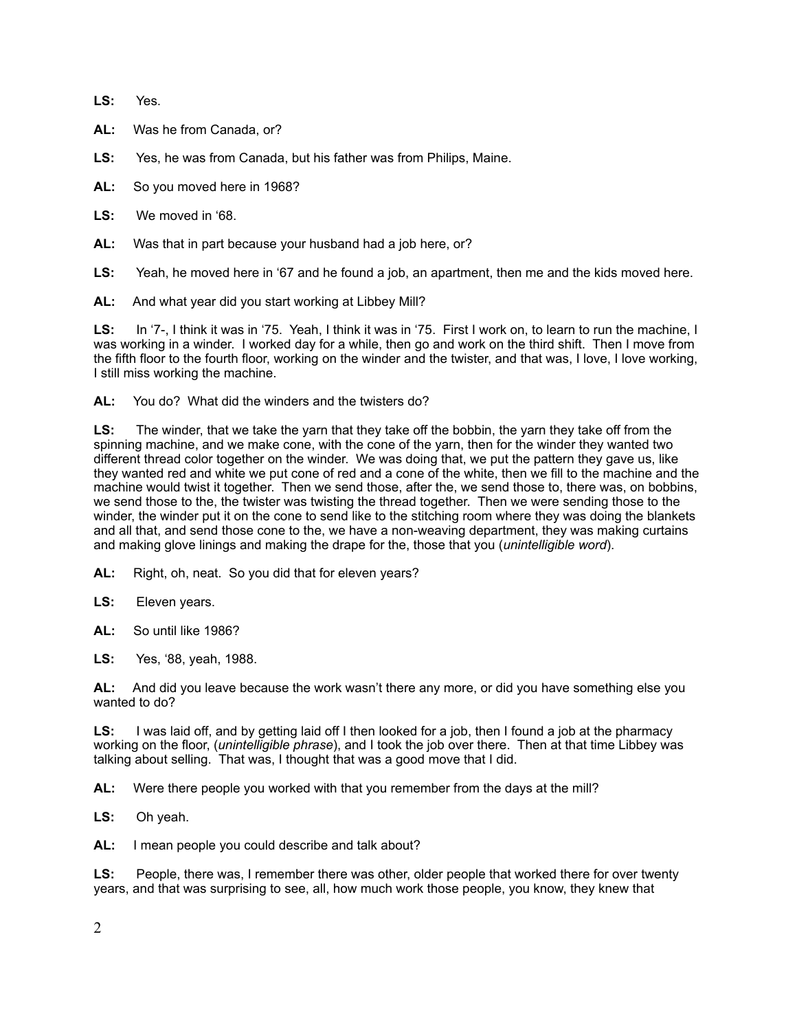**LS:** Yes.

**AL:** Was he from Canada, or?

**LS:** Yes, he was from Canada, but his father was from Philips, Maine.

**AL:** So you moved here in 1968?

**LS:** We moved in '68.

**AL:** Was that in part because your husband had a job here, or?

**LS:** Yeah, he moved here in '67 and he found a job, an apartment, then me and the kids moved here.

**AL:** And what year did you start working at Libbey Mill?

**LS:** In '7-, I think it was in '75. Yeah, I think it was in '75. First I work on, to learn to run the machine, I was working in a winder. I worked day for a while, then go and work on the third shift. Then I move from the fifth floor to the fourth floor, working on the winder and the twister, and that was, I love, I love working, I still miss working the machine.

**AL:** You do? What did the winders and the twisters do?

**LS:** The winder, that we take the yarn that they take off the bobbin, the yarn they take off from the spinning machine, and we make cone, with the cone of the yarn, then for the winder they wanted two different thread color together on the winder. We was doing that, we put the pattern they gave us, like they wanted red and white we put cone of red and a cone of the white, then we fill to the machine and the machine would twist it together. Then we send those, after the, we send those to, there was, on bobbins, we send those to the, the twister was twisting the thread together. Then we were sending those to the winder, the winder put it on the cone to send like to the stitching room where they was doing the blankets and all that, and send those cone to the, we have a non-weaving department, they was making curtains and making glove linings and making the drape for the, those that you (*unintelligible word*).

**AL:** Right, oh, neat. So you did that for eleven years?

**LS:** Eleven years.

**AL:** So until like 1986?

**LS:** Yes, '88, yeah, 1988.

**AL:** And did you leave because the work wasn't there any more, or did you have something else you wanted to do?

**LS:** I was laid off, and by getting laid off I then looked for a job, then I found a job at the pharmacy working on the floor, (*unintelligible phrase*), and I took the job over there. Then at that time Libbey was talking about selling. That was, I thought that was a good move that I did.

**AL:** Were there people you worked with that you remember from the days at the mill?

**LS:** Oh yeah.

**AL:** I mean people you could describe and talk about?

**LS:** People, there was, I remember there was other, older people that worked there for over twenty years, and that was surprising to see, all, how much work those people, you know, they knew that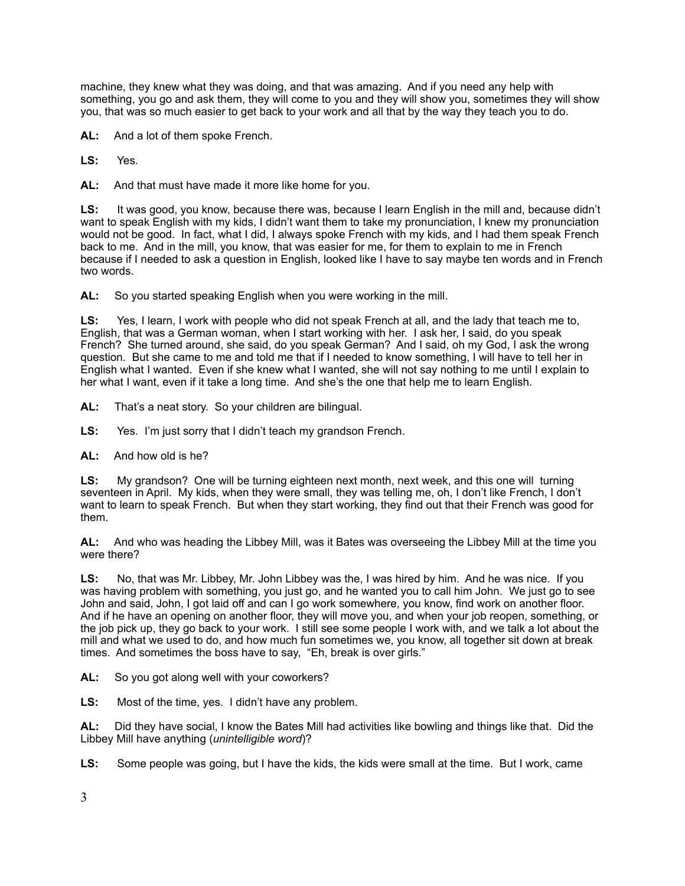machine, they knew what they was doing, and that was amazing. And if you need any help with something, you go and ask them, they will come to you and they will show you, sometimes they will show you, that was so much easier to get back to your work and all that by the way they teach you to do.

**AL:** And a lot of them spoke French.

**LS:** Yes.

**AL:** And that must have made it more like home for you.

**LS:** It was good, you know, because there was, because I learn English in the mill and, because didn't want to speak English with my kids, I didn't want them to take my pronunciation, I knew my pronunciation would not be good. In fact, what I did, I always spoke French with my kids, and I had them speak French back to me. And in the mill, you know, that was easier for me, for them to explain to me in French because if I needed to ask a question in English, looked like I have to say maybe ten words and in French two words.

**AL:** So you started speaking English when you were working in the mill.

**LS:** Yes, I learn, I work with people who did not speak French at all, and the lady that teach me to, English, that was a German woman, when I start working with her. I ask her, I said, do you speak French? She turned around, she said, do you speak German? And I said, oh my God, I ask the wrong question. But she came to me and told me that if I needed to know something, I will have to tell her in English what I wanted. Even if she knew what I wanted, she will not say nothing to me until I explain to her what I want, even if it take a long time. And she's the one that help me to learn English.

**AL:** That's a neat story. So your children are bilingual.

**LS:** Yes. I'm just sorry that I didn't teach my grandson French.

**AL:** And how old is he?

**LS:** My grandson? One will be turning eighteen next month, next week, and this one will turning seventeen in April. My kids, when they were small, they was telling me, oh, I don't like French, I don't want to learn to speak French. But when they start working, they find out that their French was good for them.

**AL:** And who was heading the Libbey Mill, was it Bates was overseeing the Libbey Mill at the time you were there?

**LS:** No, that was Mr. Libbey, Mr. John Libbey was the, I was hired by him. And he was nice. If you was having problem with something, you just go, and he wanted you to call him John. We just go to see John and said, John, I got laid off and can I go work somewhere, you know, find work on another floor. And if he have an opening on another floor, they will move you, and when your job reopen, something, or the job pick up, they go back to your work. I still see some people I work with, and we talk a lot about the mill and what we used to do, and how much fun sometimes we, you know, all together sit down at break times. And sometimes the boss have to say, "Eh, break is over girls."

**AL:** So you got along well with your coworkers?

**LS:** Most of the time, yes. I didn't have any problem.

**AL:** Did they have social, I know the Bates Mill had activities like bowling and things like that. Did the Libbey Mill have anything (*unintelligible word*)?

**LS:** Some people was going, but I have the kids, the kids were small at the time. But I work, came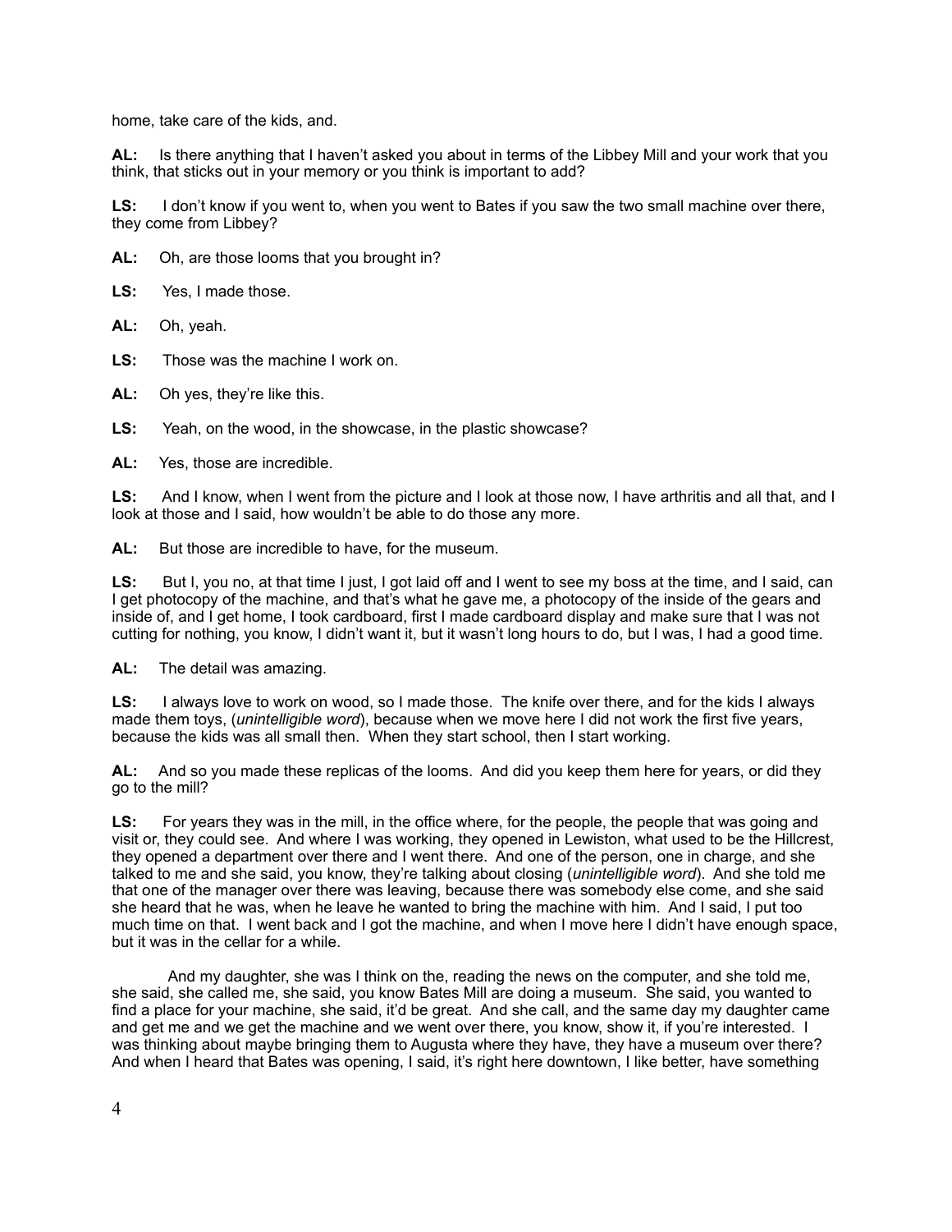home, take care of the kids, and.

**AL:** Is there anything that I haven't asked you about in terms of the Libbey Mill and your work that you think, that sticks out in your memory or you think is important to add?

**LS:** I don't know if you went to, when you went to Bates if you saw the two small machine over there, they come from Libbey?

**AL:** Oh, are those looms that you brought in?

**LS:** Yes, I made those.

**AL:** Oh, yeah.

**LS:** Those was the machine I work on.

**AL:** Oh yes, they're like this.

**LS:** Yeah, on the wood, in the showcase, in the plastic showcase?

**AL:** Yes, those are incredible.

**LS:** And I know, when I went from the picture and I look at those now, I have arthritis and all that, and I look at those and I said, how wouldn't be able to do those any more.

**AL:** But those are incredible to have, for the museum.

**LS:** But I, you no, at that time I just, I got laid off and I went to see my boss at the time, and I said, can I get photocopy of the machine, and that's what he gave me, a photocopy of the inside of the gears and inside of, and I get home, I took cardboard, first I made cardboard display and make sure that I was not cutting for nothing, you know, I didn't want it, but it wasn't long hours to do, but I was, I had a good time.

**AL:** The detail was amazing.

**LS:** I always love to work on wood, so I made those. The knife over there, and for the kids I always made them toys, (*unintelligible word*), because when we move here I did not work the first five years, because the kids was all small then. When they start school, then I start working.

**AL:** And so you made these replicas of the looms. And did you keep them here for years, or did they go to the mill?

**LS:** For years they was in the mill, in the office where, for the people, the people that was going and visit or, they could see. And where I was working, they opened in Lewiston, what used to be the Hillcrest, they opened a department over there and I went there. And one of the person, one in charge, and she talked to me and she said, you know, they're talking about closing (*unintelligible word*). And she told me that one of the manager over there was leaving, because there was somebody else come, and she said she heard that he was, when he leave he wanted to bring the machine with him. And I said, I put too much time on that. I went back and I got the machine, and when I move here I didn't have enough space, but it was in the cellar for a while.

And my daughter, she was I think on the, reading the news on the computer, and she told me, she said, she called me, she said, you know Bates Mill are doing a museum. She said, you wanted to find a place for your machine, she said, it'd be great. And she call, and the same day my daughter came and get me and we get the machine and we went over there, you know, show it, if you're interested. I was thinking about maybe bringing them to Augusta where they have, they have a museum over there? And when I heard that Bates was opening, I said, it's right here downtown, I like better, have something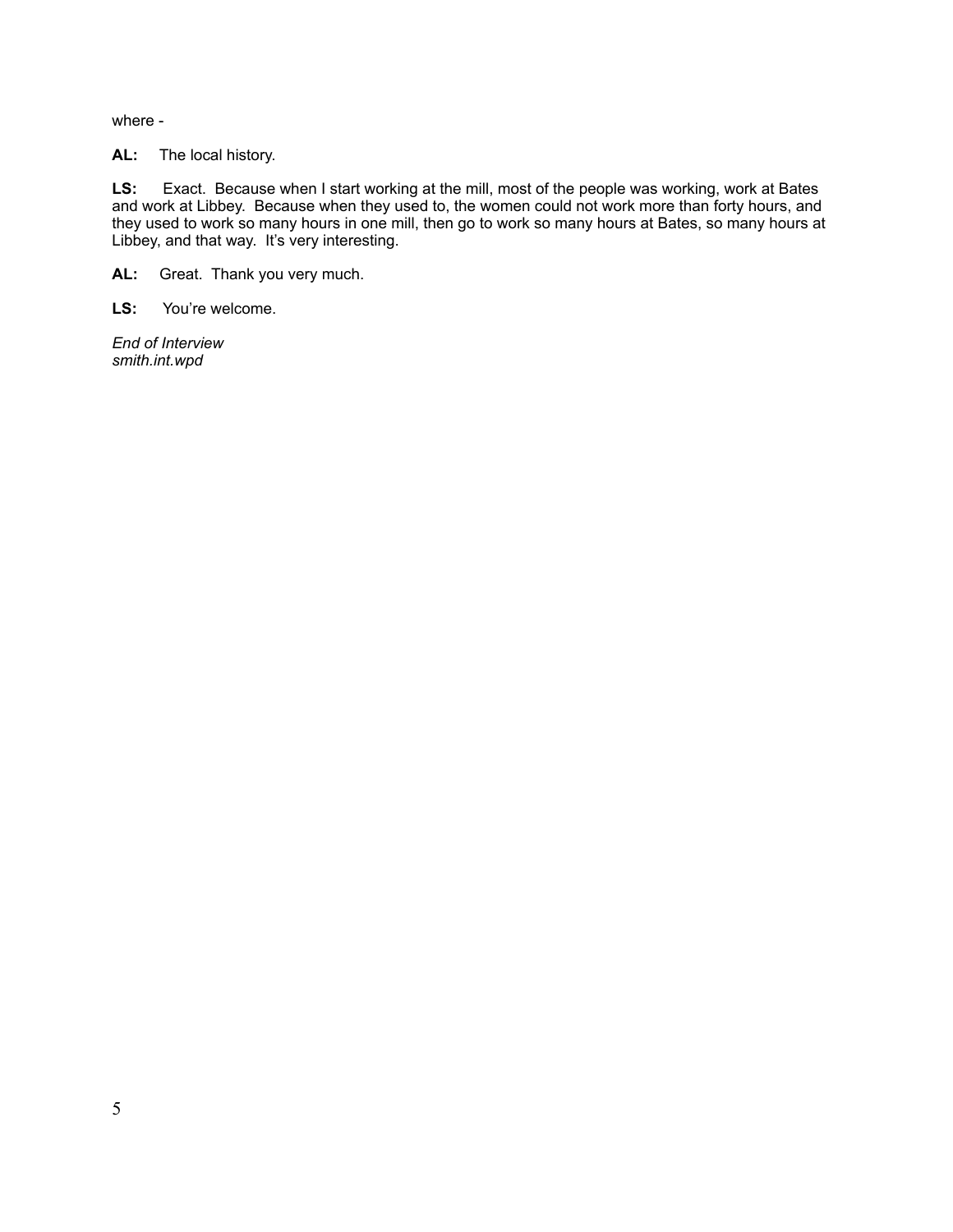where -

**AL:** The local history.

**LS:** Exact. Because when I start working at the mill, most of the people was working, work at Bates and work at Libbey. Because when they used to, the women could not work more than forty hours, and they used to work so many hours in one mill, then go to work so many hours at Bates, so many hours at Libbey, and that way. It's very interesting.

**AL:** Great. Thank you very much.

**LS:** You're welcome.

*End of Interview*
*smith.int.wpd*